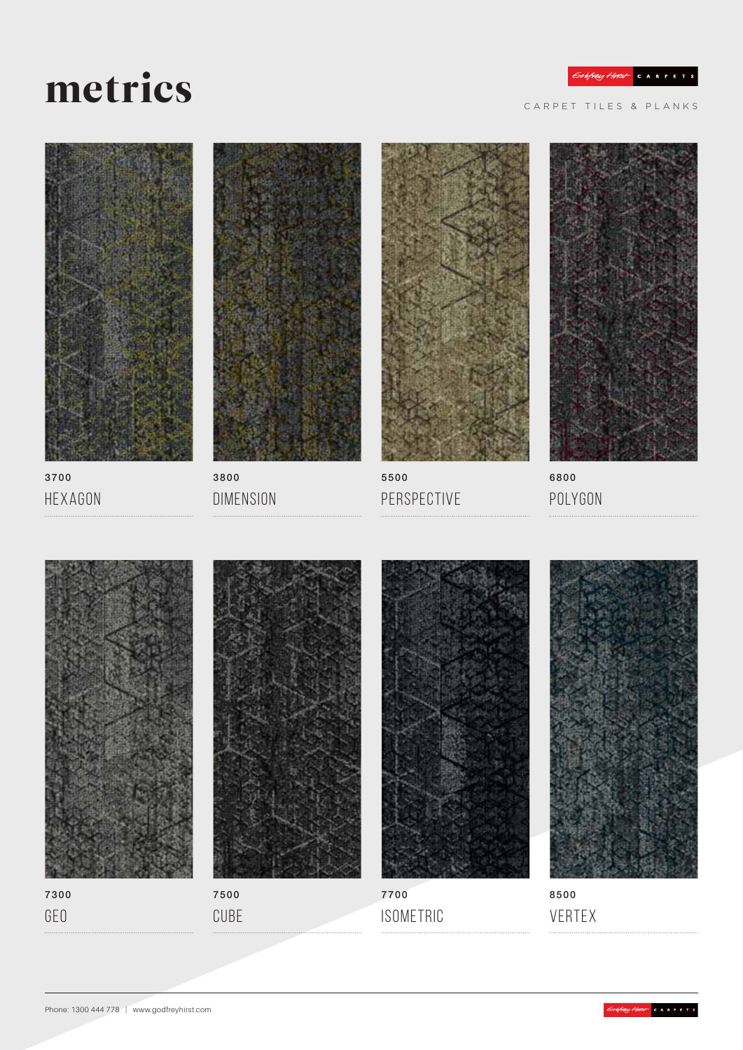# metrics

CARPET TILES & PLANKS

3700
HEXAGON

3800
DIMENSION

5500
PERSPECTIVE

6800
POLYGON

7300
GEO

7500
CUBE

7700
ISOMETRIC

8500
VERTEX

Phone: 1300 444 778 | www.godfreyhirst.com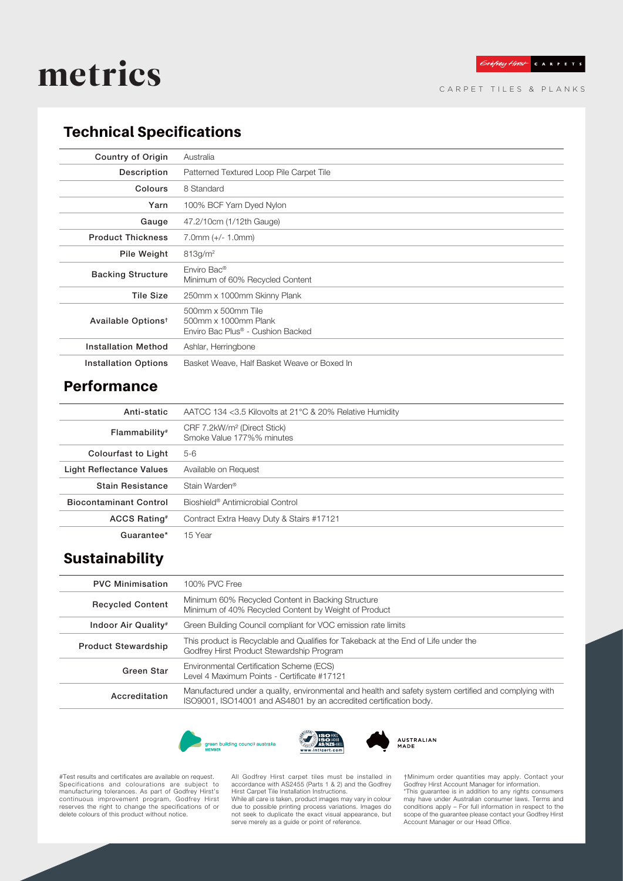# metrics

CARPET TILES & PLANKS

## Technical Specifications

| | |
|---|---|
| Country of Origin | Australia |
| Description | Patterned Textured Loop Pile Carpet Tile |
| Colours | 8 Standard |
| Yarn | 100% BCF Yarn Dyed Nylon |
| Gauge | 47.2/10cm (1/12th Gauge) |
| Product Thickness | 7.0mm (+/- 1.0mm) |
| Pile Weight | 813g/m² |
| Backing Structure | Enviro Bac® Minimum of 60% Recycled Content |
| Tile Size | 250mm x 1000mm Skinny Plank |
| Available Options† | 500mm x 500mm Tile 500mm x 1000mm Plank Enviro Bac Plus® - Cushion Backed |
| Installation Method | Ashlar, Herringbone |
| Installation Options | Basket Weave, Half Basket Weave or Boxed In |

## Performance

| | |
|---|---|
| Anti-static | AATCC 134 <3.5 Kilovolts at 21°C & 20% Relative Humidity |
| Flammability# | CRF 7.2kW/m² (Direct Stick) Smoke Value 177%% minutes |
| Colourfast to Light | 5-6 |
| Light Reflectance Values | Available on Request |
| Stain Resistance | Stain Warden® |
| Biocontaminant Control | Bioshield® Antimicrobial Control |
| ACCS Rating# | Contract Extra Heavy Duty & Stairs #17121 |
| Guarantee* | 15 Year |

## Sustainability

| | |
|---|---|
| PVC Minimisation | 100% PVC Free |
| Recycled Content | Minimum 60% Recycled Content in Backing Structure Minimum of 40% Recycled Content by Weight of Product |
| Indoor Air Quality# | Green Building Council compliant for VOC emission rate limits |
| Product Stewardship | This product is Recyclable and Qualifies for Takeback at the End of Life under the Godfrey Hirst Product Stewardship Program |
| Green Star | Environmental Certification Scheme (ECS) Level 4 Maximum Points - Certificate #17121 |
| Accreditation | Manufactured under a quality, environmental and health and safety system certified and complying with ISO9001, ISO14001 and AS4801 by an accredited certification body. |

green building council australia MEMBER

ISO 9001 ISO 14001 AS/NZS 4801 www.intlcert.com

AUSTRALIAN MADE

#Test results and certificates are available on request. Specifications and colourations are subject to manufacturing tolerances. As part of Godfrey Hirst's continuous improvement program, Godfrey Hirst reserves the right to change the specifications of or delete colours of this product without notice.

All Godfrey Hirst carpet tiles must be installed in accordance with AS2455 (Parts 1 & 2) and the Godfrey Hirst Carpet Tile Installation Instructions.
While all care is taken, product images may vary in colour due to possible printing process variations. Images do not seek to duplicate the exact visual appearance, but serve merely as a guide or point of reference.

†Minimum order quantities may apply. Contact your Godfrey Hirst Account Manager for information.
*This guarantee is in addition to any rights consumers may have under Australian consumer laws. Terms and conditions apply – For full information in respect to the scope of the guarantee please contact your Godfrey Hirst Account Manager or our Head Office.